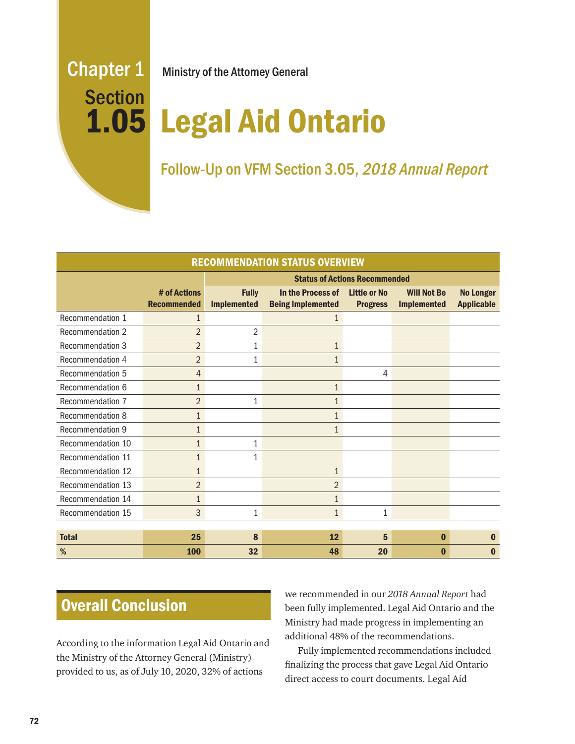Chapter 1 Section 1.05

Ministry of the Attorney General

# Legal Aid Ontario

## Follow-Up on VFM Section 3.05, *2018 Annual Report*

| RECOMMENDATION STATUS OVERVIEW | | | | | | |
|---|---|---|---|---|---|---|
| | | **Status of Actions Recommended** | | | | |
| | **# of Actions Recommended** | **Fully Implemented** | **In the Process of Being Implemented** | **Little or No Progress** | **Will Not Be Implemented** | **No Longer Applicable** |
| Recommendation 1 | 1 | | 1 | | | |
| Recommendation 2 | 2 | 2 | | | | |
| Recommendation 3 | 2 | 1 | 1 | | | |
| Recommendation 4 | 2 | 1 | 1 | | | |
| Recommendation 5 | 4 | | | 4 | | |
| Recommendation 6 | 1 | | 1 | | | |
| Recommendation 7 | 2 | 1 | 1 | | | |
| Recommendation 8 | 1 | | 1 | | | |
| Recommendation 9 | 1 | | 1 | | | |
| Recommendation 10 | 1 | 1 | | | | |
| Recommendation 11 | 1 | 1 | | | | |
| Recommendation 12 | 1 | | 1 | | | |
| Recommendation 13 | 2 | | 2 | | | |
| Recommendation 14 | 1 | | 1 | | | |
| Recommendation 15 | 3 | 1 | 1 | 1 | | |
| **Total** | **25** | **8** | **12** | **5** | **0** | **0** |
| **%** | **100** | **32** | **48** | **20** | **0** | **0** |

## Overall Conclusion

According to the information Legal Aid Ontario and the Ministry of the Attorney General (Ministry) provided to us, as of July 10, 2020, 32% of actions we recommended in our *2018 Annual Report* had been fully implemented. Legal Aid Ontario and the Ministry had made progress in implementing an additional 48% of the recommendations.

Fully implemented recommendations included finalizing the process that gave Legal Aid Ontario direct access to court documents. Legal Aid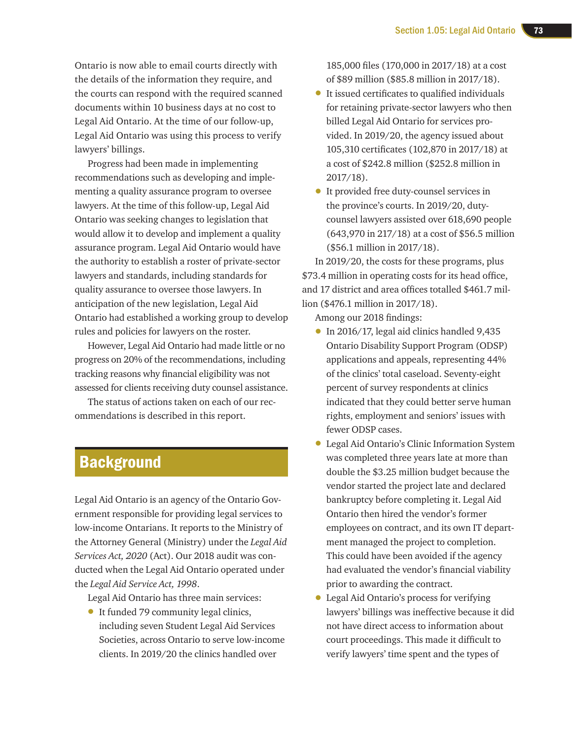Ontario is now able to email courts directly with the details of the information they require, and the courts can respond with the required scanned documents within 10 business days at no cost to Legal Aid Ontario. At the time of our follow-up, Legal Aid Ontario was using this process to verify lawyers' billings.

Progress had been made in implementing recommendations such as developing and implementing a quality assurance program to oversee lawyers. At the time of this follow-up, Legal Aid Ontario was seeking changes to legislation that would allow it to develop and implement a quality assurance program. Legal Aid Ontario would have the authority to establish a roster of private-sector lawyers and standards, including standards for quality assurance to oversee those lawyers. In anticipation of the new legislation, Legal Aid Ontario had established a working group to develop rules and policies for lawyers on the roster.

However, Legal Aid Ontario had made little or no progress on 20% of the recommendations, including tracking reasons why financial eligibility was not assessed for clients receiving duty counsel assistance.

The status of actions taken on each of our recommendations is described in this report.

## Background

Legal Aid Ontario is an agency of the Ontario Government responsible for providing legal services to low-income Ontarians. It reports to the Ministry of the Attorney General (Ministry) under the *Legal Aid Services Act, 2020* (Act). Our 2018 audit was conducted when the Legal Aid Ontario operated under the *Legal Aid Service Act, 1998*.

Legal Aid Ontario has three main services:

- It funded 79 community legal clinics, including seven Student Legal Aid Services Societies, across Ontario to serve low-income clients. In 2019/20 the clinics handled over 185,000 files (170,000 in 2017/18) at a cost of $89 million ($85.8 million in 2017/18).
- It issued certificates to qualified individuals for retaining private-sector lawyers who then billed Legal Aid Ontario for services provided. In 2019/20, the agency issued about 105,310 certificates (102,870 in 2017/18) at a cost of $242.8 million ($252.8 million in 2017/18).
- It provided free duty-counsel services in the province's courts. In 2019/20, duty-counsel lawyers assisted over 618,690 people (643,970 in 217/18) at a cost of $56.5 million ($56.1 million in 2017/18).

In 2019/20, the costs for these programs, plus $73.4 million in operating costs for its head office, and 17 district and area offices totalled $461.7 million ($476.1 million in 2017/18).

Among our 2018 findings:

- In 2016/17, legal aid clinics handled 9,435 Ontario Disability Support Program (ODSP) applications and appeals, representing 44% of the clinics' total caseload. Seventy-eight percent of survey respondents at clinics indicated that they could better serve human rights, employment and seniors' issues with fewer ODSP cases.
- Legal Aid Ontario's Clinic Information System was completed three years late at more than double the $3.25 million budget because the vendor started the project late and declared bankruptcy before completing it. Legal Aid Ontario then hired the vendor's former employees on contract, and its own IT department managed the project to completion. This could have been avoided if the agency had evaluated the vendor's financial viability prior to awarding the contract.
- Legal Aid Ontario's process for verifying lawyers' billings was ineffective because it did not have direct access to information about court proceedings. This made it difficult to verify lawyers' time spent and the types of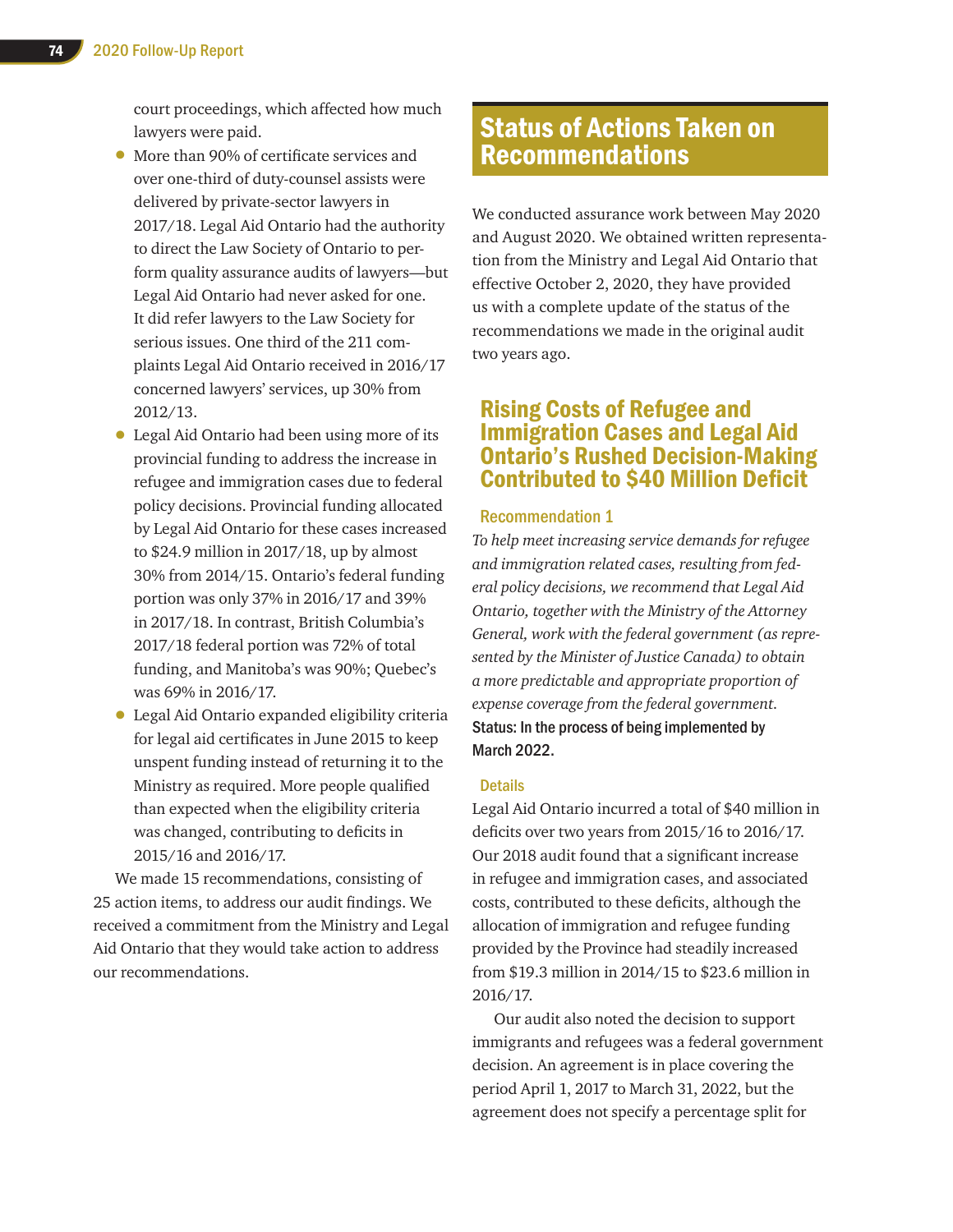court proceedings, which affected how much lawyers were paid.

- More than 90% of certificate services and over one-third of duty-counsel assists were delivered by private-sector lawyers in 2017/18. Legal Aid Ontario had the authority to direct the Law Society of Ontario to perform quality assurance audits of lawyers—but Legal Aid Ontario had never asked for one. It did refer lawyers to the Law Society for serious issues. One third of the 211 complaints Legal Aid Ontario received in 2016/17 concerned lawyers' services, up 30% from 2012/13.
- Legal Aid Ontario had been using more of its provincial funding to address the increase in refugee and immigration cases due to federal policy decisions. Provincial funding allocated by Legal Aid Ontario for these cases increased to $24.9 million in 2017/18, up by almost 30% from 2014/15. Ontario's federal funding portion was only 37% in 2016/17 and 39% in 2017/18. In contrast, British Columbia's 2017/18 federal portion was 72% of total funding, and Manitoba's was 90%; Quebec's was 69% in 2016/17.
- Legal Aid Ontario expanded eligibility criteria for legal aid certificates in June 2015 to keep unspent funding instead of returning it to the Ministry as required. More people qualified than expected when the eligibility criteria was changed, contributing to deficits in 2015/16 and 2016/17.

We made 15 recommendations, consisting of 25 action items, to address our audit findings. We received a commitment from the Ministry and Legal Aid Ontario that they would take action to address our recommendations.

## Status of Actions Taken on Recommendations

We conducted assurance work between May 2020 and August 2020. We obtained written representation from the Ministry and Legal Aid Ontario that effective October 2, 2020, they have provided us with a complete update of the status of the recommendations we made in the original audit two years ago.

### Rising Costs of Refugee and Immigration Cases and Legal Aid Ontario's Rushed Decision-Making Contributed to $40 Million Deficit

#### Recommendation 1

*To help meet increasing service demands for refugee and immigration related cases, resulting from federal policy decisions, we recommend that Legal Aid Ontario, together with the Ministry of the Attorney General, work with the federal government (as represented by the Minister of Justice Canada) to obtain a more predictable and appropriate proportion of expense coverage from the federal government.*

**Status: In the process of being implemented by March 2022.**

#### Details

Legal Aid Ontario incurred a total of $40 million in deficits over two years from 2015/16 to 2016/17. Our 2018 audit found that a significant increase in refugee and immigration cases, and associated costs, contributed to these deficits, although the allocation of immigration and refugee funding provided by the Province had steadily increased from $19.3 million in 2014/15 to $23.6 million in 2016/17.

Our audit also noted the decision to support immigrants and refugees was a federal government decision. An agreement is in place covering the period April 1, 2017 to March 31, 2022, but the agreement does not specify a percentage split for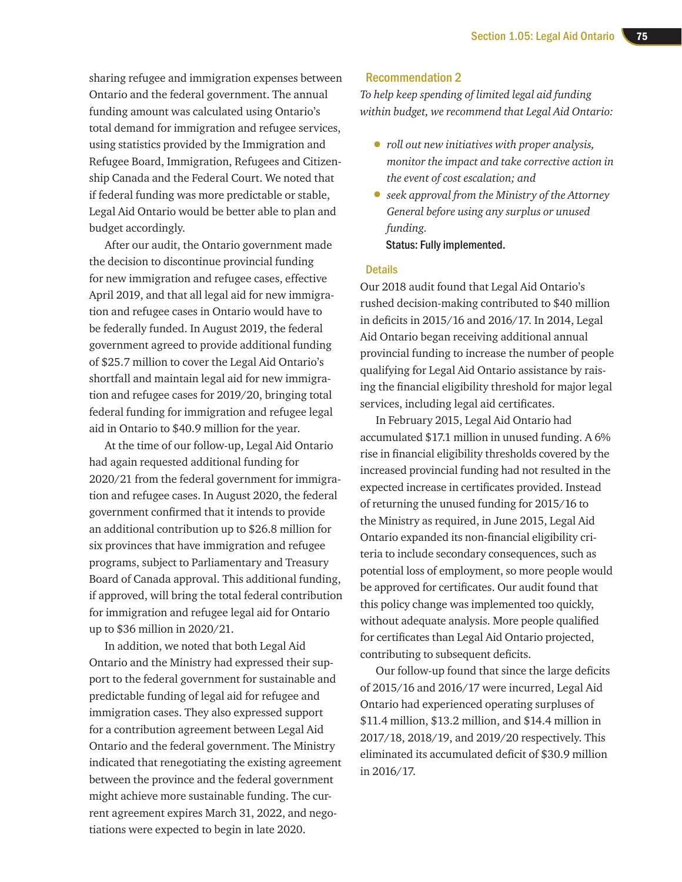sharing refugee and immigration expenses between Ontario and the federal government. The annual funding amount was calculated using Ontario's total demand for immigration and refugee services, using statistics provided by the Immigration and Refugee Board, Immigration, Refugees and Citizenship Canada and the Federal Court. We noted that if federal funding was more predictable or stable, Legal Aid Ontario would be better able to plan and budget accordingly.

After our audit, the Ontario government made the decision to discontinue provincial funding for new immigration and refugee cases, effective April 2019, and that all legal aid for new immigration and refugee cases in Ontario would have to be federally funded. In August 2019, the federal government agreed to provide additional funding of $25.7 million to cover the Legal Aid Ontario's shortfall and maintain legal aid for new immigration and refugee cases for 2019/20, bringing total federal funding for immigration and refugee legal aid in Ontario to $40.9 million for the year.

At the time of our follow-up, Legal Aid Ontario had again requested additional funding for 2020/21 from the federal government for immigration and refugee cases. In August 2020, the federal government confirmed that it intends to provide an additional contribution up to $26.8 million for six provinces that have immigration and refugee programs, subject to Parliamentary and Treasury Board of Canada approval. This additional funding, if approved, will bring the total federal contribution for immigration and refugee legal aid for Ontario up to $36 million in 2020/21.

In addition, we noted that both Legal Aid Ontario and the Ministry had expressed their support to the federal government for sustainable and predictable funding of legal aid for refugee and immigration cases. They also expressed support for a contribution agreement between Legal Aid Ontario and the federal government. The Ministry indicated that renegotiating the existing agreement between the province and the federal government might achieve more sustainable funding. The current agreement expires March 31, 2022, and negotiations were expected to begin in late 2020.

### Recommendation 2

*To help keep spending of limited legal aid funding within budget, we recommend that Legal Aid Ontario:*

- *roll out new initiatives with proper analysis, monitor the impact and take corrective action in the event of cost escalation; and*
- *seek approval from the Ministry of the Attorney General before using any surplus or unused funding.*

**Status: Fully implemented.**

### Details

Our 2018 audit found that Legal Aid Ontario's rushed decision-making contributed to $40 million in deficits in 2015/16 and 2016/17. In 2014, Legal Aid Ontario began receiving additional annual provincial funding to increase the number of people qualifying for Legal Aid Ontario assistance by raising the financial eligibility threshold for major legal services, including legal aid certificates.

In February 2015, Legal Aid Ontario had accumulated $17.1 million in unused funding. A 6% rise in financial eligibility thresholds covered by the increased provincial funding had not resulted in the expected increase in certificates provided. Instead of returning the unused funding for 2015/16 to the Ministry as required, in June 2015, Legal Aid Ontario expanded its non-financial eligibility criteria to include secondary consequences, such as potential loss of employment, so more people would be approved for certificates. Our audit found that this policy change was implemented too quickly, without adequate analysis. More people qualified for certificates than Legal Aid Ontario projected, contributing to subsequent deficits.

Our follow-up found that since the large deficits of 2015/16 and 2016/17 were incurred, Legal Aid Ontario had experienced operating surpluses of $11.4 million, $13.2 million, and $14.4 million in 2017/18, 2018/19, and 2019/20 respectively. This eliminated its accumulated deficit of $30.9 million in 2016/17.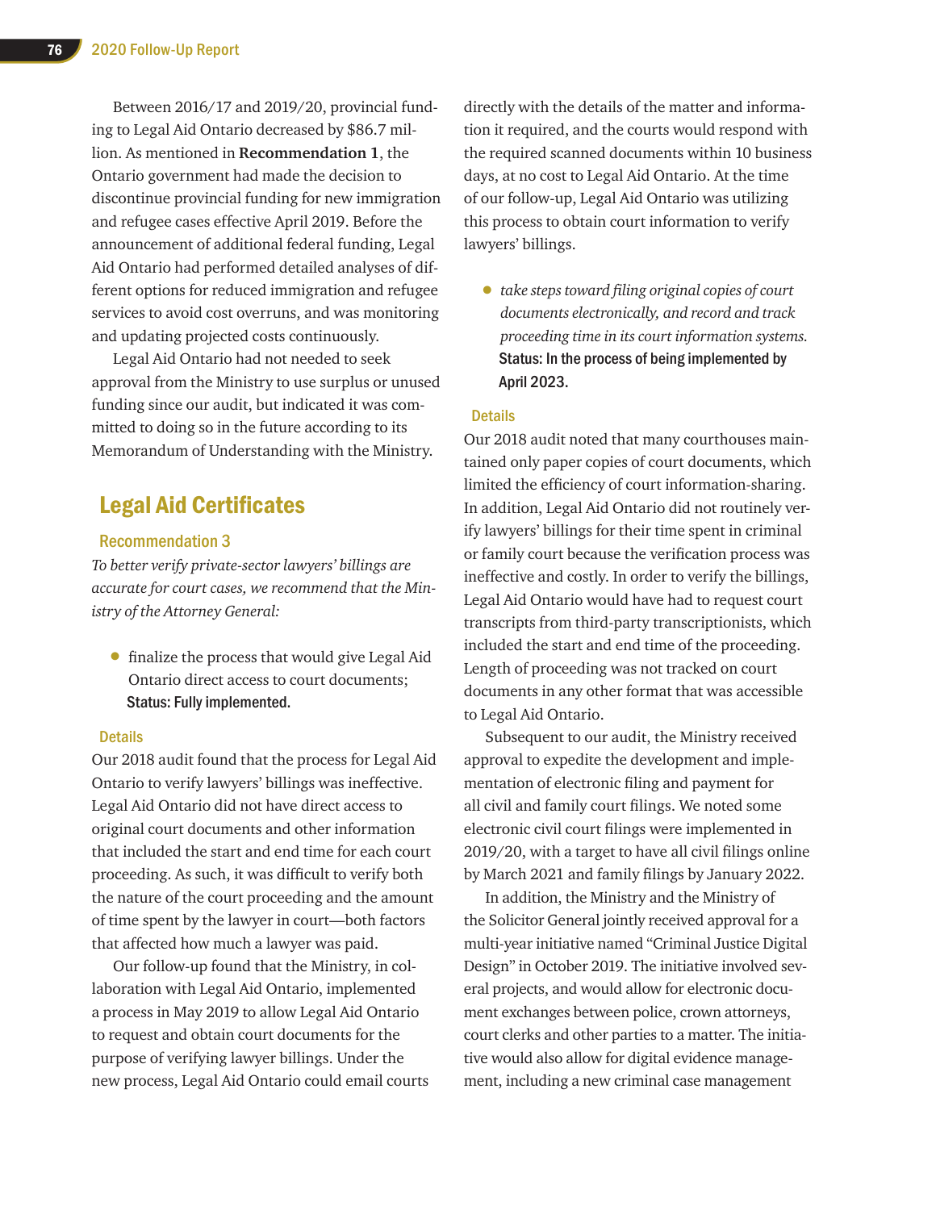Between 2016/17 and 2019/20, provincial funding to Legal Aid Ontario decreased by $86.7 million. As mentioned in **Recommendation 1**, the Ontario government had made the decision to discontinue provincial funding for new immigration and refugee cases effective April 2019. Before the announcement of additional federal funding, Legal Aid Ontario had performed detailed analyses of different options for reduced immigration and refugee services to avoid cost overruns, and was monitoring and updating projected costs continuously.

Legal Aid Ontario had not needed to seek approval from the Ministry to use surplus or unused funding since our audit, but indicated it was committed to doing so in the future according to its Memorandum of Understanding with the Ministry.

## Legal Aid Certificates

### Recommendation 3

*To better verify private-sector lawyers' billings are accurate for court cases, we recommend that the Ministry of the Attorney General:*

- finalize the process that would give Legal Aid Ontario direct access to court documents;
  **Status: Fully implemented.**

#### Details

Our 2018 audit found that the process for Legal Aid Ontario to verify lawyers' billings was ineffective. Legal Aid Ontario did not have direct access to original court documents and other information that included the start and end time for each court proceeding. As such, it was difficult to verify both the nature of the court proceeding and the amount of time spent by the lawyer in court—both factors that affected how much a lawyer was paid.

Our follow-up found that the Ministry, in collaboration with Legal Aid Ontario, implemented a process in May 2019 to allow Legal Aid Ontario to request and obtain court documents for the purpose of verifying lawyer billings. Under the new process, Legal Aid Ontario could email courts directly with the details of the matter and information it required, and the courts would respond with the required scanned documents within 10 business days, at no cost to Legal Aid Ontario. At the time of our follow-up, Legal Aid Ontario was utilizing this process to obtain court information to verify lawyers' billings.

- *take steps toward filing original copies of court documents electronically, and record and track proceeding time in its court information systems.*
  **Status: In the process of being implemented by April 2023.**

#### Details

Our 2018 audit noted that many courthouses maintained only paper copies of court documents, which limited the efficiency of court information-sharing. In addition, Legal Aid Ontario did not routinely verify lawyers' billings for their time spent in criminal or family court because the verification process was ineffective and costly. In order to verify the billings, Legal Aid Ontario would have had to request court transcripts from third-party transcriptionists, which included the start and end time of the proceeding. Length of proceeding was not tracked on court documents in any other format that was accessible to Legal Aid Ontario.

Subsequent to our audit, the Ministry received approval to expedite the development and implementation of electronic filing and payment for all civil and family court filings. We noted some electronic civil court filings were implemented in 2019/20, with a target to have all civil filings online by March 2021 and family filings by January 2022.

In addition, the Ministry and the Ministry of the Solicitor General jointly received approval for a multi-year initiative named "Criminal Justice Digital Design" in October 2019. The initiative involved several projects, and would allow for electronic document exchanges between police, crown attorneys, court clerks and other parties to a matter. The initiative would also allow for digital evidence management, including a new criminal case management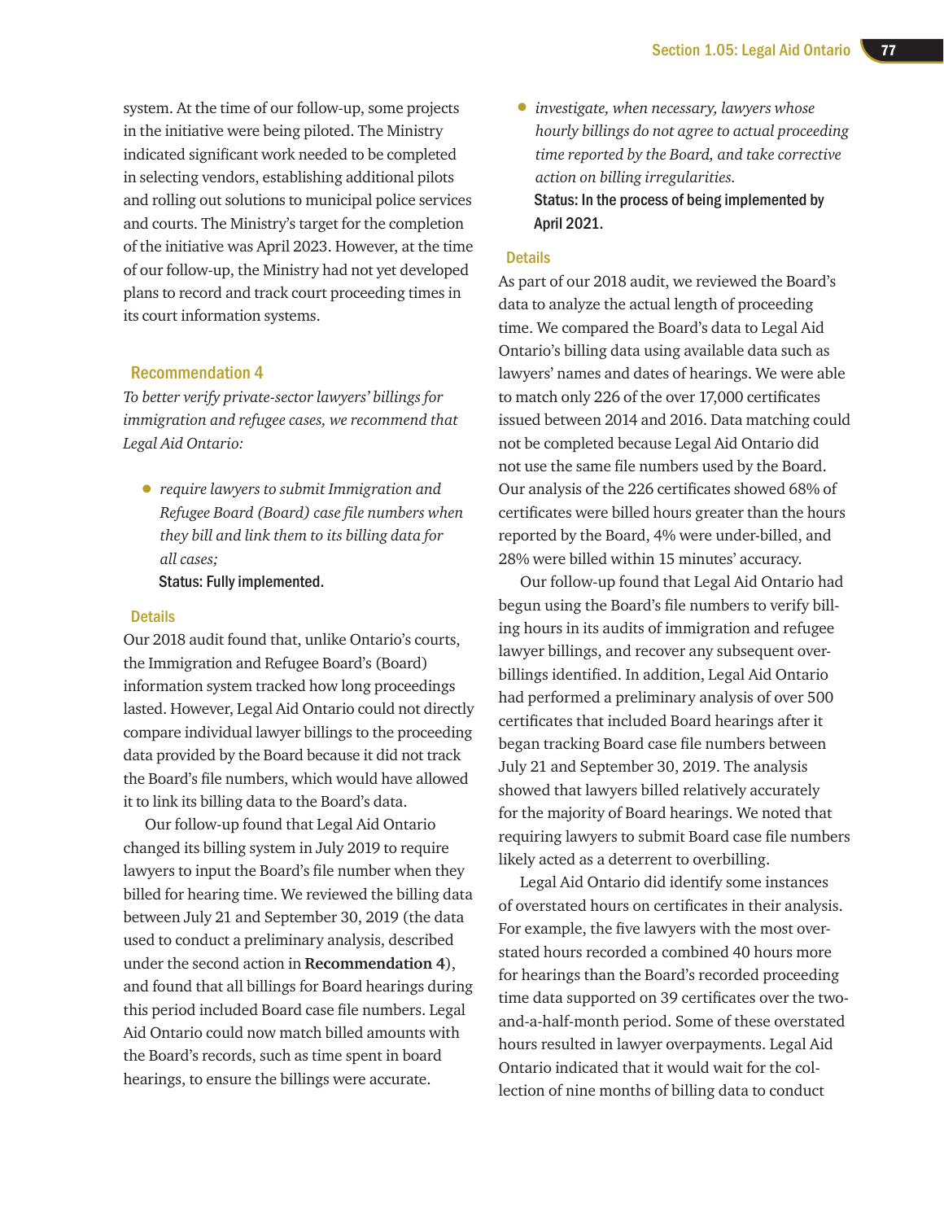system. At the time of our follow-up, some projects in the initiative were being piloted. The Ministry indicated significant work needed to be completed in selecting vendors, establishing additional pilots and rolling out solutions to municipal police services and courts. The Ministry's target for the completion of the initiative was April 2023. However, at the time of our follow-up, the Ministry had not yet developed plans to record and track court proceeding times in its court information systems.

### Recommendation 4

*To better verify private-sector lawyers' billings for immigration and refugee cases, we recommend that Legal Aid Ontario:*

- *require lawyers to submit Immigration and Refugee Board (Board) case file numbers when they bill and link them to its billing data for all cases;*

  **Status: Fully implemented.**

#### Details

Our 2018 audit found that, unlike Ontario's courts, the Immigration and Refugee Board's (Board) information system tracked how long proceedings lasted. However, Legal Aid Ontario could not directly compare individual lawyer billings to the proceeding data provided by the Board because it did not track the Board's file numbers, which would have allowed it to link its billing data to the Board's data.

Our follow-up found that Legal Aid Ontario changed its billing system in July 2019 to require lawyers to input the Board's file number when they billed for hearing time. We reviewed the billing data between July 21 and September 30, 2019 (the data used to conduct a preliminary analysis, described under the second action in **Recommendation 4**), and found that all billings for Board hearings during this period included Board case file numbers. Legal Aid Ontario could now match billed amounts with the Board's records, such as time spent in board hearings, to ensure the billings were accurate.

- *investigate, when necessary, lawyers whose hourly billings do not agree to actual proceeding time reported by the Board, and take corrective action on billing irregularities.*

  **Status: In the process of being implemented by April 2021.**

#### Details

As part of our 2018 audit, we reviewed the Board's data to analyze the actual length of proceeding time. We compared the Board's data to Legal Aid Ontario's billing data using available data such as lawyers' names and dates of hearings. We were able to match only 226 of the over 17,000 certificates issued between 2014 and 2016. Data matching could not be completed because Legal Aid Ontario did not use the same file numbers used by the Board. Our analysis of the 226 certificates showed 68% of certificates were billed hours greater than the hours reported by the Board, 4% were under-billed, and 28% were billed within 15 minutes' accuracy.

Our follow-up found that Legal Aid Ontario had begun using the Board's file numbers to verify billing hours in its audits of immigration and refugee lawyer billings, and recover any subsequent overbillings identified. In addition, Legal Aid Ontario had performed a preliminary analysis of over 500 certificates that included Board hearings after it began tracking Board case file numbers between July 21 and September 30, 2019. The analysis showed that lawyers billed relatively accurately for the majority of Board hearings. We noted that requiring lawyers to submit Board case file numbers likely acted as a deterrent to overbilling.

Legal Aid Ontario did identify some instances of overstated hours on certificates in their analysis. For example, the five lawyers with the most overstated hours recorded a combined 40 hours more for hearings than the Board's recorded proceeding time data supported on 39 certificates over the two-and-a-half-month period. Some of these overstated hours resulted in lawyer overpayments. Legal Aid Ontario indicated that it would wait for the collection of nine months of billing data to conduct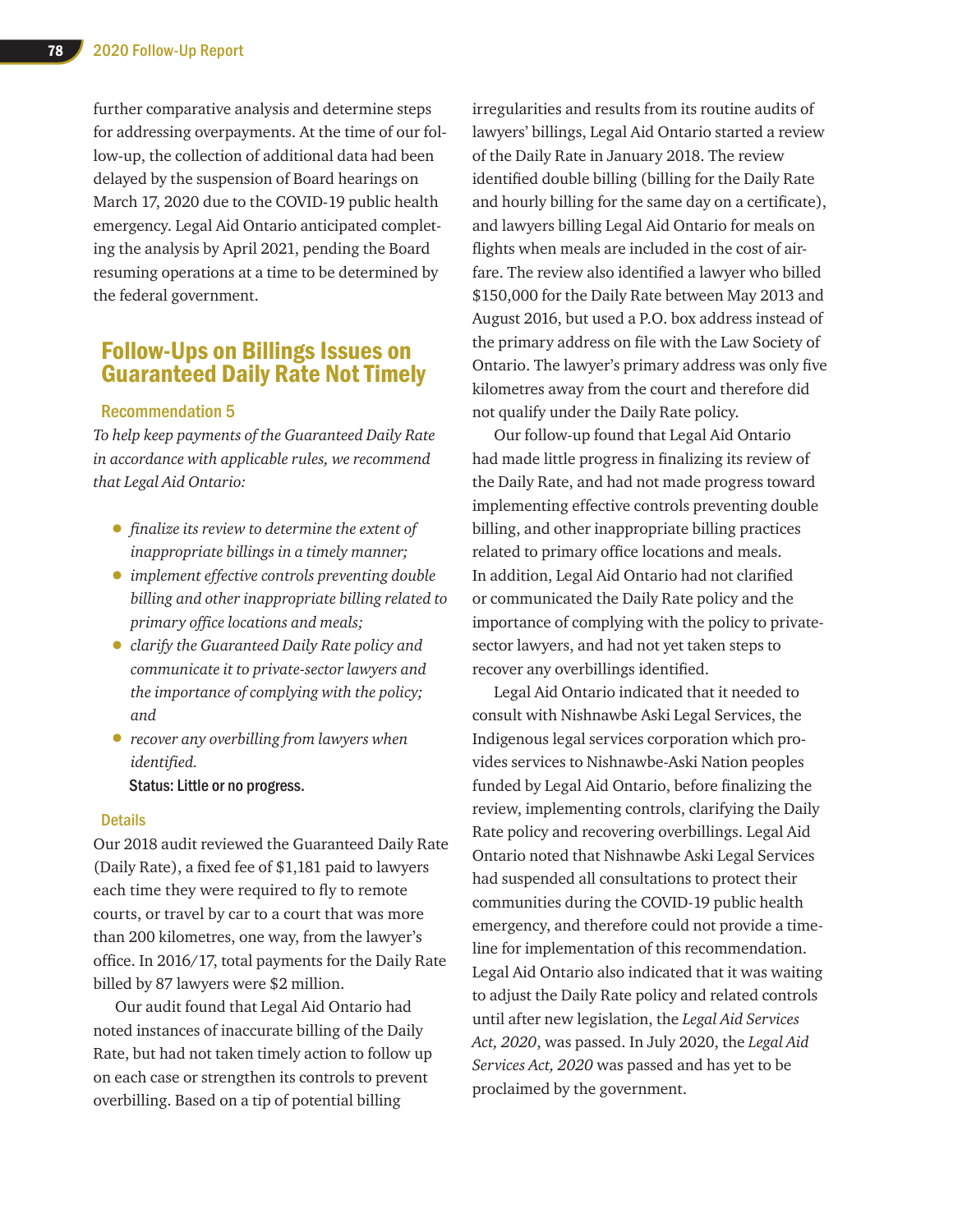further comparative analysis and determine steps for addressing overpayments. At the time of our follow-up, the collection of additional data had been delayed by the suspension of Board hearings on March 17, 2020 due to the COVID-19 public health emergency. Legal Aid Ontario anticipated completing the analysis by April 2021, pending the Board resuming operations at a time to be determined by the federal government.

## Follow-Ups on Billings Issues on Guaranteed Daily Rate Not Timely

### Recommendation 5

*To help keep payments of the Guaranteed Daily Rate in accordance with applicable rules, we recommend that Legal Aid Ontario:*

- *finalize its review to determine the extent of inappropriate billings in a timely manner;*
- *implement effective controls preventing double billing and other inappropriate billing related to primary office locations and meals;*
- *clarify the Guaranteed Daily Rate policy and communicate it to private-sector lawyers and the importance of complying with the policy; and*
- *recover any overbilling from lawyers when identified.*

**Status: Little or no progress.**

### Details

Our 2018 audit reviewed the Guaranteed Daily Rate (Daily Rate), a fixed fee of $1,181 paid to lawyers each time they were required to fly to remote courts, or travel by car to a court that was more than 200 kilometres, one way, from the lawyer's office. In 2016/17, total payments for the Daily Rate billed by 87 lawyers were $2 million.

Our audit found that Legal Aid Ontario had noted instances of inaccurate billing of the Daily Rate, but had not taken timely action to follow up on each case or strengthen its controls to prevent overbilling. Based on a tip of potential billing irregularities and results from its routine audits of lawyers' billings, Legal Aid Ontario started a review of the Daily Rate in January 2018. The review identified double billing (billing for the Daily Rate and hourly billing for the same day on a certificate), and lawyers billing Legal Aid Ontario for meals on flights when meals are included in the cost of airfare. The review also identified a lawyer who billed $150,000 for the Daily Rate between May 2013 and August 2016, but used a P.O. box address instead of the primary address on file with the Law Society of Ontario. The lawyer's primary address was only five kilometres away from the court and therefore did not qualify under the Daily Rate policy.

Our follow-up found that Legal Aid Ontario had made little progress in finalizing its review of the Daily Rate, and had not made progress toward implementing effective controls preventing double billing, and other inappropriate billing practices related to primary office locations and meals. In addition, Legal Aid Ontario had not clarified or communicated the Daily Rate policy and the importance of complying with the policy to private-sector lawyers, and had not yet taken steps to recover any overbillings identified.

Legal Aid Ontario indicated that it needed to consult with Nishnawbe Aski Legal Services, the Indigenous legal services corporation which provides services to Nishnawbe-Aski Nation peoples funded by Legal Aid Ontario, before finalizing the review, implementing controls, clarifying the Daily Rate policy and recovering overbillings. Legal Aid Ontario noted that Nishnawbe Aski Legal Services had suspended all consultations to protect their communities during the COVID-19 public health emergency, and therefore could not provide a timeline for implementation of this recommendation. Legal Aid Ontario also indicated that it was waiting to adjust the Daily Rate policy and related controls until after new legislation, the *Legal Aid Services Act, 2020*, was passed. In July 2020, the *Legal Aid Services Act, 2020* was passed and has yet to be proclaimed by the government.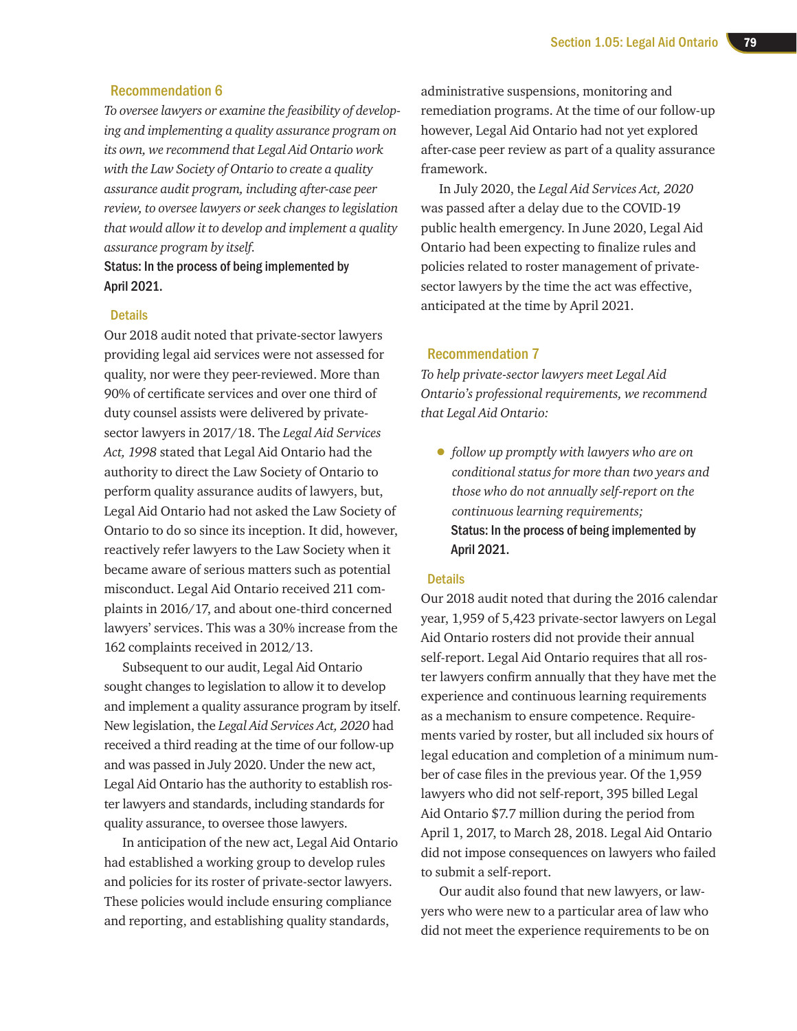### Recommendation 6

*To oversee lawyers or examine the feasibility of developing and implementing a quality assurance program on its own, we recommend that Legal Aid Ontario work with the Law Society of Ontario to create a quality assurance audit program, including after-case peer review, to oversee lawyers or seek changes to legislation that would allow it to develop and implement a quality assurance program by itself.*

**Status: In the process of being implemented by April 2021.**

#### Details

Our 2018 audit noted that private-sector lawyers providing legal aid services were not assessed for quality, nor were they peer-reviewed. More than 90% of certificate services and over one third of duty counsel assists were delivered by private-sector lawyers in 2017/18. The *Legal Aid Services Act, 1998* stated that Legal Aid Ontario had the authority to direct the Law Society of Ontario to perform quality assurance audits of lawyers, but, Legal Aid Ontario had not asked the Law Society of Ontario to do so since its inception. It did, however, reactively refer lawyers to the Law Society when it became aware of serious matters such as potential misconduct. Legal Aid Ontario received 211 complaints in 2016/17, and about one-third concerned lawyers' services. This was a 30% increase from the 162 complaints received in 2012/13.

Subsequent to our audit, Legal Aid Ontario sought changes to legislation to allow it to develop and implement a quality assurance program by itself. New legislation, the *Legal Aid Services Act, 2020* had received a third reading at the time of our follow-up and was passed in July 2020. Under the new act, Legal Aid Ontario has the authority to establish roster lawyers and standards, including standards for quality assurance, to oversee those lawyers.

In anticipation of the new act, Legal Aid Ontario had established a working group to develop rules and policies for its roster of private-sector lawyers. These policies would include ensuring compliance and reporting, and establishing quality standards, administrative suspensions, monitoring and remediation programs. At the time of our follow-up however, Legal Aid Ontario had not yet explored after-case peer review as part of a quality assurance framework.

In July 2020, the *Legal Aid Services Act, 2020* was passed after a delay due to the COVID-19 public health emergency. In June 2020, Legal Aid Ontario had been expecting to finalize rules and policies related to roster management of private-sector lawyers by the time the act was effective, anticipated at the time by April 2021.

### Recommendation 7

*To help private-sector lawyers meet Legal Aid Ontario's professional requirements, we recommend that Legal Aid Ontario:*

- *follow up promptly with lawyers who are on conditional status for more than two years and those who do not annually self-report on the continuous learning requirements;*

  **Status: In the process of being implemented by April 2021.**

#### Details

Our 2018 audit noted that during the 2016 calendar year, 1,959 of 5,423 private-sector lawyers on Legal Aid Ontario rosters did not provide their annual self-report. Legal Aid Ontario requires that all roster lawyers confirm annually that they have met the experience and continuous learning requirements as a mechanism to ensure competence. Requirements varied by roster, but all included six hours of legal education and completion of a minimum number of case files in the previous year. Of the 1,959 lawyers who did not self-report, 395 billed Legal Aid Ontario $7.7 million during the period from April 1, 2017, to March 28, 2018. Legal Aid Ontario did not impose consequences on lawyers who failed to submit a self-report.

Our audit also found that new lawyers, or lawyers who were new to a particular area of law who did not meet the experience requirements to be on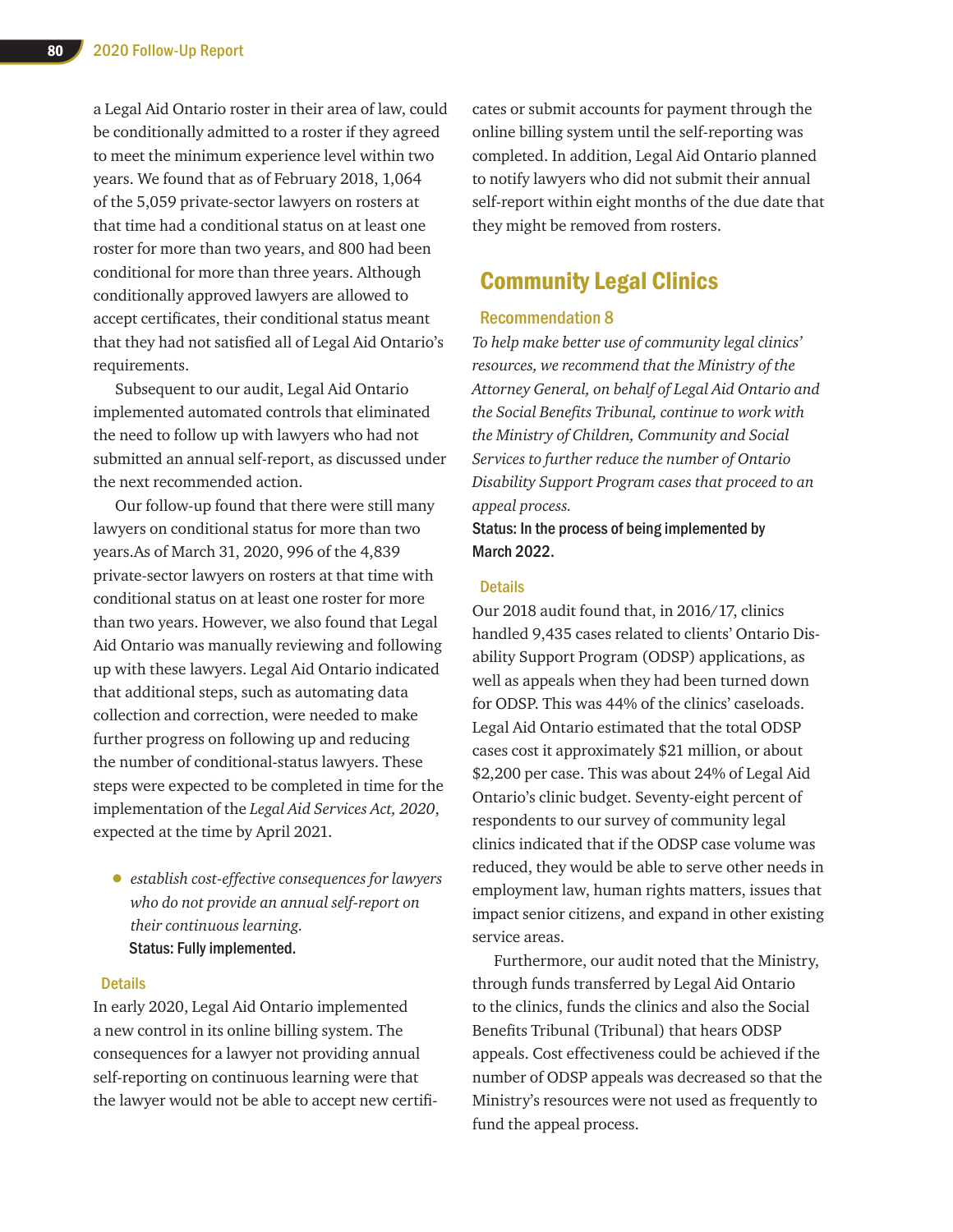a Legal Aid Ontario roster in their area of law, could be conditionally admitted to a roster if they agreed to meet the minimum experience level within two years. We found that as of February 2018, 1,064 of the 5,059 private-sector lawyers on rosters at that time had a conditional status on at least one roster for more than two years, and 800 had been conditional for more than three years. Although conditionally approved lawyers are allowed to accept certificates, their conditional status meant that they had not satisfied all of Legal Aid Ontario's requirements.

Subsequent to our audit, Legal Aid Ontario implemented automated controls that eliminated the need to follow up with lawyers who had not submitted an annual self-report, as discussed under the next recommended action.

Our follow-up found that there were still many lawyers on conditional status for more than two years.As of March 31, 2020, 996 of the 4,839 private-sector lawyers on rosters at that time with conditional status on at least one roster for more than two years. However, we also found that Legal Aid Ontario was manually reviewing and following up with these lawyers. Legal Aid Ontario indicated that additional steps, such as automating data collection and correction, were needed to make further progress on following up and reducing the number of conditional-status lawyers. These steps were expected to be completed in time for the implementation of the *Legal Aid Services Act, 2020*, expected at the time by April 2021.

- *establish cost-effective consequences for lawyers who do not provide an annual self-report on their continuous learning.*
  **Status: Fully implemented.**

### Details

In early 2020, Legal Aid Ontario implemented a new control in its online billing system. The consequences for a lawyer not providing annual self-reporting on continuous learning were that the lawyer would not be able to accept new certificates or submit accounts for payment through the online billing system until the self-reporting was completed. In addition, Legal Aid Ontario planned to notify lawyers who did not submit their annual self-report within eight months of the due date that they might be removed from rosters.

## Community Legal Clinics

### Recommendation 8

*To help make better use of community legal clinics' resources, we recommend that the Ministry of the Attorney General, on behalf of Legal Aid Ontario and the Social Benefits Tribunal, continue to work with the Ministry of Children, Community and Social Services to further reduce the number of Ontario Disability Support Program cases that proceed to an appeal process.*

**Status: In the process of being implemented by March 2022.**

### Details

Our 2018 audit found that, in 2016/17, clinics handled 9,435 cases related to clients' Ontario Disability Support Program (ODSP) applications, as well as appeals when they had been turned down for ODSP. This was 44% of the clinics' caseloads. Legal Aid Ontario estimated that the total ODSP cases cost it approximately $21 million, or about $2,200 per case. This was about 24% of Legal Aid Ontario's clinic budget. Seventy-eight percent of respondents to our survey of community legal clinics indicated that if the ODSP case volume was reduced, they would be able to serve other needs in employment law, human rights matters, issues that impact senior citizens, and expand in other existing service areas.

Furthermore, our audit noted that the Ministry, through funds transferred by Legal Aid Ontario to the clinics, funds the clinics and also the Social Benefits Tribunal (Tribunal) that hears ODSP appeals. Cost effectiveness could be achieved if the number of ODSP appeals was decreased so that the Ministry's resources were not used as frequently to fund the appeal process.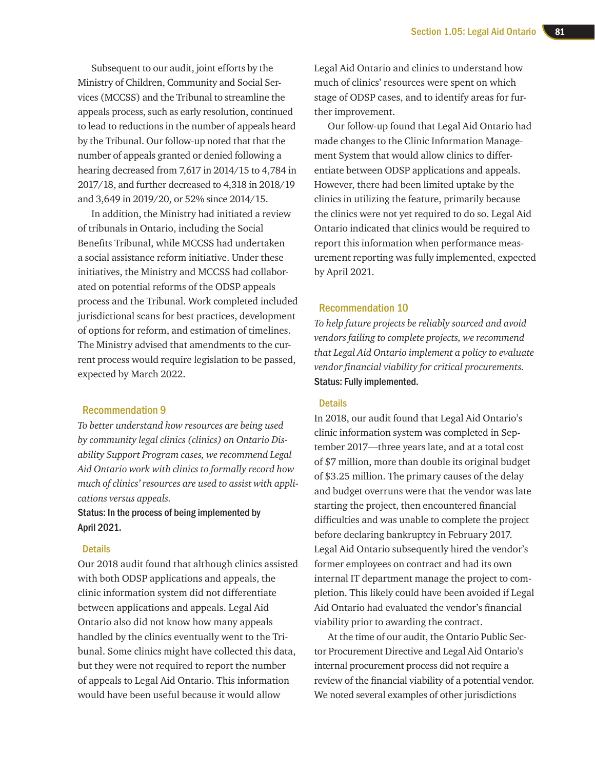Subsequent to our audit, joint efforts by the Ministry of Children, Community and Social Services (MCCSS) and the Tribunal to streamline the appeals process, such as early resolution, continued to lead to reductions in the number of appeals heard by the Tribunal. Our follow-up noted that that the number of appeals granted or denied following a hearing decreased from 7,617 in 2014/15 to 4,784 in 2017/18, and further decreased to 4,318 in 2018/19 and 3,649 in 2019/20, or 52% since 2014/15.

In addition, the Ministry had initiated a review of tribunals in Ontario, including the Social Benefits Tribunal, while MCCSS had undertaken a social assistance reform initiative. Under these initiatives, the Ministry and MCCSS had collaborated on potential reforms of the ODSP appeals process and the Tribunal. Work completed included jurisdictional scans for best practices, development of options for reform, and estimation of timelines. The Ministry advised that amendments to the current process would require legislation to be passed, expected by March 2022.

## Recommendation 9

*To better understand how resources are being used by community legal clinics (clinics) on Ontario Disability Support Program cases, we recommend Legal Aid Ontario work with clinics to formally record how much of clinics' resources are used to assist with applications versus appeals.*

**Status: In the process of being implemented by April 2021.**

### Details

Our 2018 audit found that although clinics assisted with both ODSP applications and appeals, the clinic information system did not differentiate between applications and appeals. Legal Aid Ontario also did not know how many appeals handled by the clinics eventually went to the Tribunal. Some clinics might have collected this data, but they were not required to report the number of appeals to Legal Aid Ontario. This information would have been useful because it would allow Legal Aid Ontario and clinics to understand how much of clinics' resources were spent on which stage of ODSP cases, and to identify areas for further improvement.

Our follow-up found that Legal Aid Ontario had made changes to the Clinic Information Management System that would allow clinics to differentiate between ODSP applications and appeals. However, there had been limited uptake by the clinics in utilizing the feature, primarily because the clinics were not yet required to do so. Legal Aid Ontario indicated that clinics would be required to report this information when performance measurement reporting was fully implemented, expected by April 2021.

## Recommendation 10

*To help future projects be reliably sourced and avoid vendors failing to complete projects, we recommend that Legal Aid Ontario implement a policy to evaluate vendor financial viability for critical procurements.*

**Status: Fully implemented.**

### Details

In 2018, our audit found that Legal Aid Ontario's clinic information system was completed in September 2017—three years late, and at a total cost of $7 million, more than double its original budget of $3.25 million. The primary causes of the delay and budget overruns were that the vendor was late starting the project, then encountered financial difficulties and was unable to complete the project before declaring bankruptcy in February 2017. Legal Aid Ontario subsequently hired the vendor's former employees on contract and had its own internal IT department manage the project to completion. This likely could have been avoided if Legal Aid Ontario had evaluated the vendor's financial viability prior to awarding the contract.

At the time of our audit, the Ontario Public Sector Procurement Directive and Legal Aid Ontario's internal procurement process did not require a review of the financial viability of a potential vendor. We noted several examples of other jurisdictions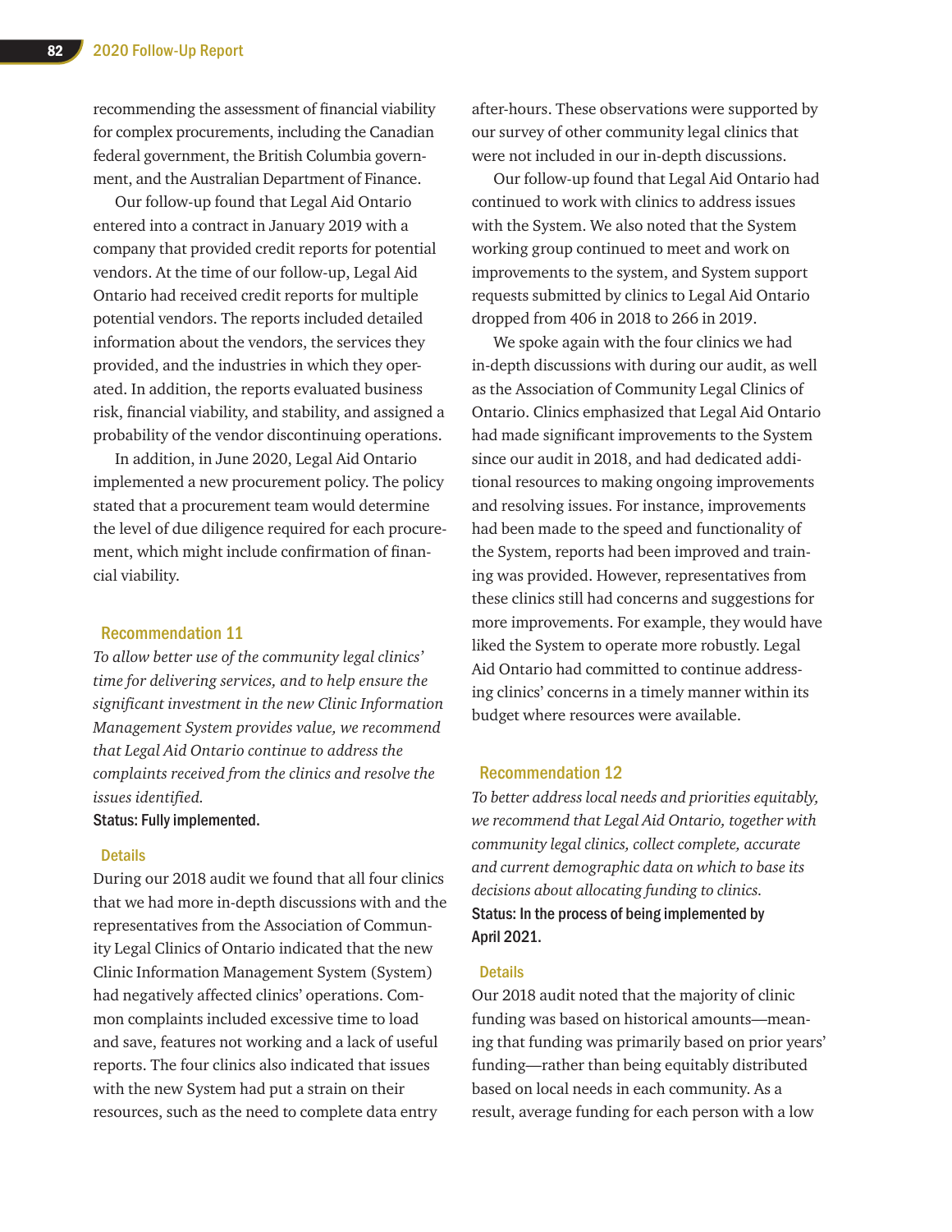recommending the assessment of financial viability for complex procurements, including the Canadian federal government, the British Columbia government, and the Australian Department of Finance.

Our follow-up found that Legal Aid Ontario entered into a contract in January 2019 with a company that provided credit reports for potential vendors. At the time of our follow-up, Legal Aid Ontario had received credit reports for multiple potential vendors. The reports included detailed information about the vendors, the services they provided, and the industries in which they operated. In addition, the reports evaluated business risk, financial viability, and stability, and assigned a probability of the vendor discontinuing operations.

In addition, in June 2020, Legal Aid Ontario implemented a new procurement policy. The policy stated that a procurement team would determine the level of due diligence required for each procurement, which might include confirmation of financial viability.

### Recommendation 11

*To allow better use of the community legal clinics' time for delivering services, and to help ensure the significant investment in the new Clinic Information Management System provides value, we recommend that Legal Aid Ontario continue to address the complaints received from the clinics and resolve the issues identified.*

**Status: Fully implemented.**

#### Details

During our 2018 audit we found that all four clinics that we had more in-depth discussions with and the representatives from the Association of Community Legal Clinics of Ontario indicated that the new Clinic Information Management System (System) had negatively affected clinics' operations. Common complaints included excessive time to load and save, features not working and a lack of useful reports. The four clinics also indicated that issues with the new System had put a strain on their resources, such as the need to complete data entry after-hours. These observations were supported by our survey of other community legal clinics that were not included in our in-depth discussions.

Our follow-up found that Legal Aid Ontario had continued to work with clinics to address issues with the System. We also noted that the System working group continued to meet and work on improvements to the system, and System support requests submitted by clinics to Legal Aid Ontario dropped from 406 in 2018 to 266 in 2019.

We spoke again with the four clinics we had in-depth discussions with during our audit, as well as the Association of Community Legal Clinics of Ontario. Clinics emphasized that Legal Aid Ontario had made significant improvements to the System since our audit in 2018, and had dedicated additional resources to making ongoing improvements and resolving issues. For instance, improvements had been made to the speed and functionality of the System, reports had been improved and training was provided. However, representatives from these clinics still had concerns and suggestions for more improvements. For example, they would have liked the System to operate more robustly. Legal Aid Ontario had committed to continue addressing clinics' concerns in a timely manner within its budget where resources were available.

### Recommendation 12

*To better address local needs and priorities equitably, we recommend that Legal Aid Ontario, together with community legal clinics, collect complete, accurate and current demographic data on which to base its decisions about allocating funding to clinics.*

**Status: In the process of being implemented by April 2021.**

#### Details

Our 2018 audit noted that the majority of clinic funding was based on historical amounts—meaning that funding was primarily based on prior years' funding—rather than being equitably distributed based on local needs in each community. As a result, average funding for each person with a low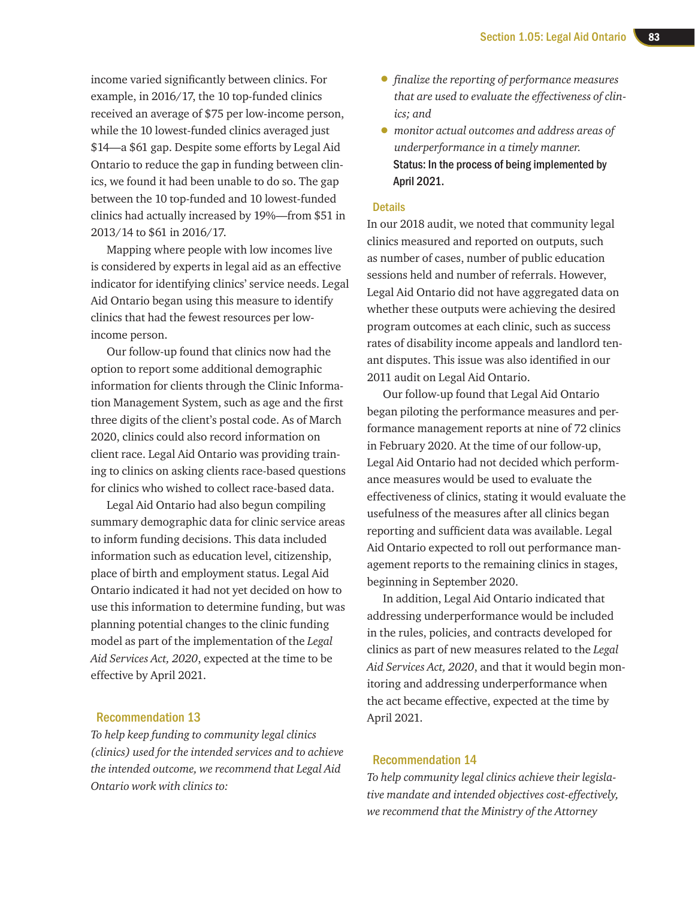income varied significantly between clinics. For example, in 2016/17, the 10 top-funded clinics received an average of $75 per low-income person, while the 10 lowest-funded clinics averaged just $14—a $61 gap. Despite some efforts by Legal Aid Ontario to reduce the gap in funding between clinics, we found it had been unable to do so. The gap between the 10 top-funded and 10 lowest-funded clinics had actually increased by 19%—from $51 in 2013/14 to $61 in 2016/17.

Mapping where people with low incomes live is considered by experts in legal aid as an effective indicator for identifying clinics' service needs. Legal Aid Ontario began using this measure to identify clinics that had the fewest resources per low-income person.

Our follow-up found that clinics now had the option to report some additional demographic information for clients through the Clinic Information Management System, such as age and the first three digits of the client's postal code. As of March 2020, clinics could also record information on client race. Legal Aid Ontario was providing training to clinics on asking clients race-based questions for clinics who wished to collect race-based data.

Legal Aid Ontario had also begun compiling summary demographic data for clinic service areas to inform funding decisions. This data included information such as education level, citizenship, place of birth and employment status. Legal Aid Ontario indicated it had not yet decided on how to use this information to determine funding, but was planning potential changes to the clinic funding model as part of the implementation of the *Legal Aid Services Act, 2020*, expected at the time to be effective by April 2021.

### Recommendation 13

*To help keep funding to community legal clinics (clinics) used for the intended services and to achieve the intended outcome, we recommend that Legal Aid Ontario work with clinics to:*

- *finalize the reporting of performance measures that are used to evaluate the effectiveness of clinics; and*
- *monitor actual outcomes and address areas of underperformance in a timely manner.*

**Status: In the process of being implemented by April 2021.**

#### Details

In our 2018 audit, we noted that community legal clinics measured and reported on outputs, such as number of cases, number of public education sessions held and number of referrals. However, Legal Aid Ontario did not have aggregated data on whether these outputs were achieving the desired program outcomes at each clinic, such as success rates of disability income appeals and landlord tenant disputes. This issue was also identified in our 2011 audit on Legal Aid Ontario.

Our follow-up found that Legal Aid Ontario began piloting the performance measures and performance management reports at nine of 72 clinics in February 2020. At the time of our follow-up, Legal Aid Ontario had not decided which performance measures would be used to evaluate the effectiveness of clinics, stating it would evaluate the usefulness of the measures after all clinics began reporting and sufficient data was available. Legal Aid Ontario expected to roll out performance management reports to the remaining clinics in stages, beginning in September 2020.

In addition, Legal Aid Ontario indicated that addressing underperformance would be included in the rules, policies, and contracts developed for clinics as part of new measures related to the *Legal Aid Services Act, 2020*, and that it would begin monitoring and addressing underperformance when the act became effective, expected at the time by April 2021.

### Recommendation 14

*To help community legal clinics achieve their legislative mandate and intended objectives cost-effectively, we recommend that the Ministry of the Attorney*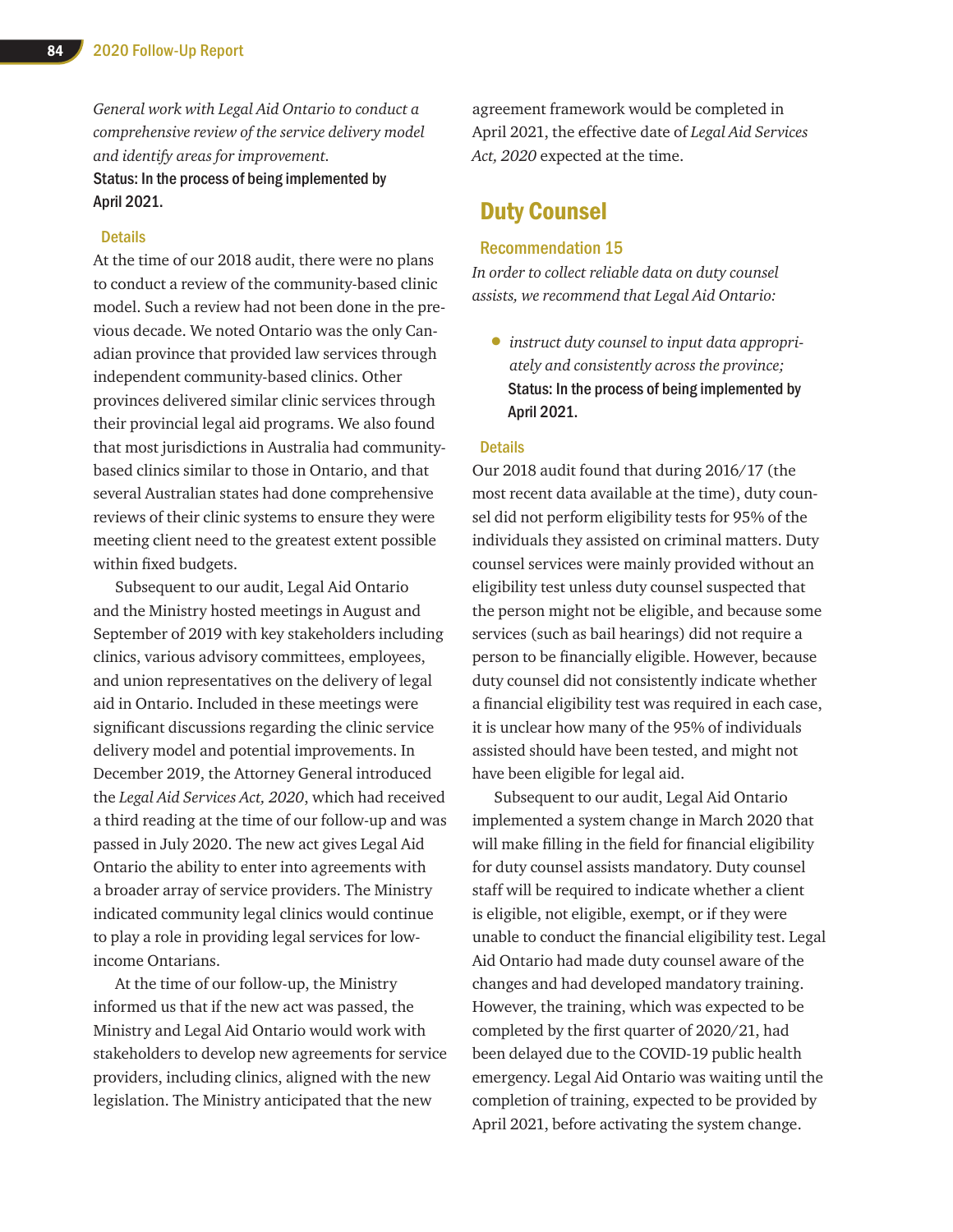*General work with Legal Aid Ontario to conduct a comprehensive review of the service delivery model and identify areas for improvement.*

**Status: In the process of being implemented by April 2021.**

### Details

At the time of our 2018 audit, there were no plans to conduct a review of the community-based clinic model. Such a review had not been done in the previous decade. We noted Ontario was the only Canadian province that provided law services through independent community-based clinics. Other provinces delivered similar clinic services through their provincial legal aid programs. We also found that most jurisdictions in Australia had community-based clinics similar to those in Ontario, and that several Australian states had done comprehensive reviews of their clinic systems to ensure they were meeting client need to the greatest extent possible within fixed budgets.

Subsequent to our audit, Legal Aid Ontario and the Ministry hosted meetings in August and September of 2019 with key stakeholders including clinics, various advisory committees, employees, and union representatives on the delivery of legal aid in Ontario. Included in these meetings were significant discussions regarding the clinic service delivery model and potential improvements. In December 2019, the Attorney General introduced the *Legal Aid Services Act, 2020*, which had received a third reading at the time of our follow-up and was passed in July 2020. The new act gives Legal Aid Ontario the ability to enter into agreements with a broader array of service providers. The Ministry indicated community legal clinics would continue to play a role in providing legal services for low-income Ontarians.

At the time of our follow-up, the Ministry informed us that if the new act was passed, the Ministry and Legal Aid Ontario would work with stakeholders to develop new agreements for service providers, including clinics, aligned with the new legislation. The Ministry anticipated that the new agreement framework would be completed in April 2021, the effective date of *Legal Aid Services Act, 2020* expected at the time.

## Duty Counsel

### Recommendation 15

*In order to collect reliable data on duty counsel assists, we recommend that Legal Aid Ontario:*

- *instruct duty counsel to input data appropriately and consistently across the province;*
  **Status: In the process of being implemented by April 2021.**

### Details

Our 2018 audit found that during 2016/17 (the most recent data available at the time), duty counsel did not perform eligibility tests for 95% of the individuals they assisted on criminal matters. Duty counsel services were mainly provided without an eligibility test unless duty counsel suspected that the person might not be eligible, and because some services (such as bail hearings) did not require a person to be financially eligible. However, because duty counsel did not consistently indicate whether a financial eligibility test was required in each case, it is unclear how many of the 95% of individuals assisted should have been tested, and might not have been eligible for legal aid.

Subsequent to our audit, Legal Aid Ontario implemented a system change in March 2020 that will make filling in the field for financial eligibility for duty counsel assists mandatory. Duty counsel staff will be required to indicate whether a client is eligible, not eligible, exempt, or if they were unable to conduct the financial eligibility test. Legal Aid Ontario had made duty counsel aware of the changes and had developed mandatory training. However, the training, which was expected to be completed by the first quarter of 2020/21, had been delayed due to the COVID-19 public health emergency. Legal Aid Ontario was waiting until the completion of training, expected to be provided by April 2021, before activating the system change.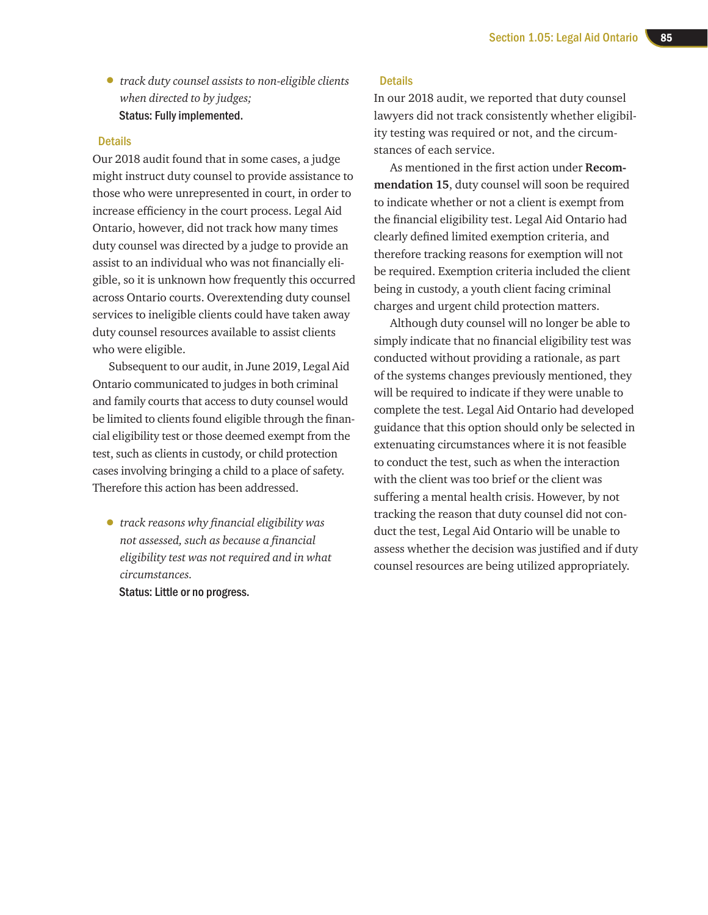- *track duty counsel assists to non-eligible clients when directed to by judges;*
  Status: Fully implemented.

### Details

Our 2018 audit found that in some cases, a judge might instruct duty counsel to provide assistance to those who were unrepresented in court, in order to increase efficiency in the court process. Legal Aid Ontario, however, did not track how many times duty counsel was directed by a judge to provide an assist to an individual who was not financially eligible, so it is unknown how frequently this occurred across Ontario courts. Overextending duty counsel services to ineligible clients could have taken away duty counsel resources available to assist clients who were eligible.

Subsequent to our audit, in June 2019, Legal Aid Ontario communicated to judges in both criminal and family courts that access to duty counsel would be limited to clients found eligible through the financial eligibility test or those deemed exempt from the test, such as clients in custody, or child protection cases involving bringing a child to a place of safety. Therefore this action has been addressed.

- *track reasons why financial eligibility was not assessed, such as because a financial eligibility test was not required and in what circumstances.*
  Status: Little or no progress.

### Details

In our 2018 audit, we reported that duty counsel lawyers did not track consistently whether eligibility testing was required or not, and the circumstances of each service.

As mentioned in the first action under **Recommendation 15**, duty counsel will soon be required to indicate whether or not a client is exempt from the financial eligibility test. Legal Aid Ontario had clearly defined limited exemption criteria, and therefore tracking reasons for exemption will not be required. Exemption criteria included the client being in custody, a youth client facing criminal charges and urgent child protection matters.

Although duty counsel will no longer be able to simply indicate that no financial eligibility test was conducted without providing a rationale, as part of the systems changes previously mentioned, they will be required to indicate if they were unable to complete the test. Legal Aid Ontario had developed guidance that this option should only be selected in extenuating circumstances where it is not feasible to conduct the test, such as when the interaction with the client was too brief or the client was suffering a mental health crisis. However, by not tracking the reason that duty counsel did not conduct the test, Legal Aid Ontario will be unable to assess whether the decision was justified and if duty counsel resources are being utilized appropriately.